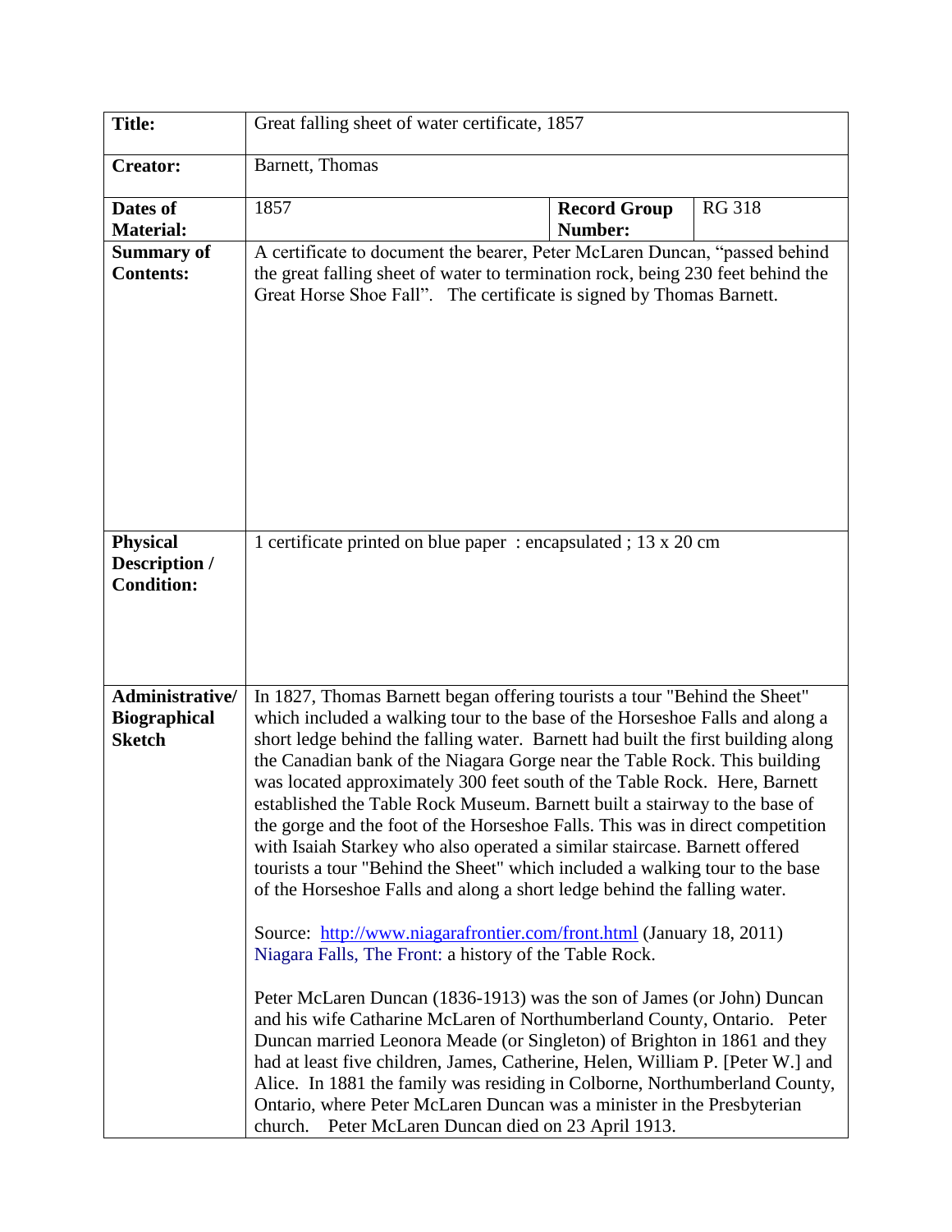| **Title:** | Great falling sheet of water certificate, 1857 | | |
|---|---|---|---|
| **Creator:** | Barnett, Thomas | | |
| **Dates of Material:** | 1857 | **Record Group Number:** | RG 318 |
| **Summary of Contents:** | A certificate to document the bearer, Peter McLaren Duncan, "passed behind the great falling sheet of water to termination rock, being 230 feet behind the Great Horse Shoe Fall". The certificate is signed by Thomas Barnett. | | |
| **Physical Description / Condition:** | 1 certificate printed on blue paper : encapsulated ; 13 x 20 cm | | |
| **Administrative/ Biographical Sketch** | In 1827, Thomas Barnett began offering tourists a tour "Behind the Sheet" which included a walking tour to the base of the Horseshoe Falls and along a short ledge behind the falling water. Barnett had built the first building along the Canadian bank of the Niagara Gorge near the Table Rock. This building was located approximately 300 feet south of the Table Rock. Here, Barnett established the Table Rock Museum. Barnett built a stairway to the base of the gorge and the foot of the Horseshoe Falls. This was in direct competition with Isaiah Starkey who also operated a similar staircase. Barnett offered tourists a tour "Behind the Sheet" which included a walking tour to the base of the Horseshoe Falls and along a short ledge behind the falling water.<br><br>Source: [http://www.niagarafrontier.com/front.html](http://www.niagarafrontier.com/front.html) (January 18, 2011) Niagara Falls, The Front: a history of the Table Rock.<br><br>Peter McLaren Duncan (1836-1913) was the son of James (or John) Duncan and his wife Catharine McLaren of Northumberland County, Ontario. Peter Duncan married Leonora Meade (or Singleton) of Brighton in 1861 and they had at least five children, James, Catherine, Helen, William P. [Peter W.] and Alice. In 1881 the family was residing in Colborne, Northumberland County, Ontario, where Peter McLaren Duncan was a minister in the Presbyterian church. Peter McLaren Duncan died on 23 April 1913. | | |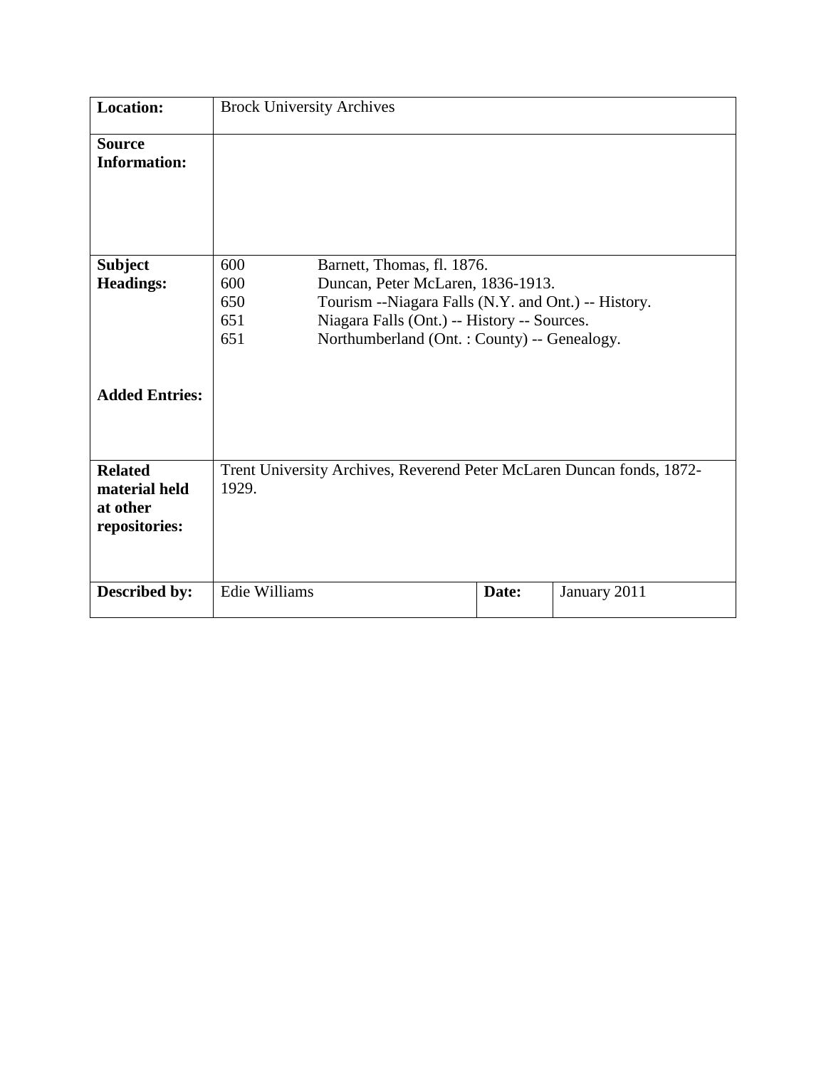| | | | |
|---|---|---|---|
| **Location:** | Brock University Archives | | |
| **Source Information:** | | | |
| **Subject Headings:** | 600 Barnett, Thomas, fl. 1876.<br>600 Duncan, Peter McLaren, 1836-1913.<br>650 Tourism --Niagara Falls (N.Y. and Ont.) -- History.<br>651 Niagara Falls (Ont.) -- History -- Sources.<br>651 Northumberland (Ont. : County) -- Genealogy. | | |
| **Added Entries:** | | | |
| **Related material held at other repositories:** | Trent University Archives, Reverend Peter McLaren Duncan fonds, 1872-1929. | | |
| **Described by:** | Edie Williams | **Date:** | January 2011 |